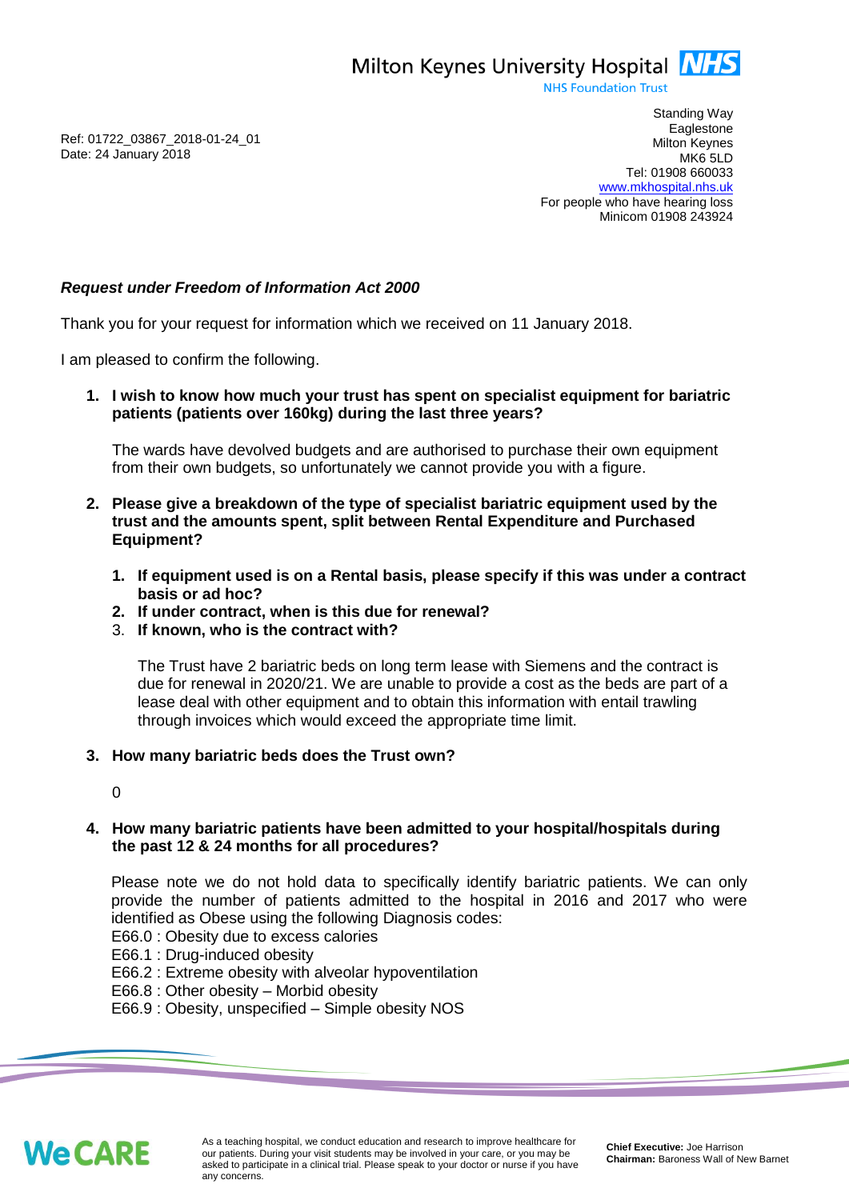Milton Keynes University Hospital NHS
NHS Foundation Trust

Standing Way
Eaglestone
Milton Keynes
MK6 5LD
Tel: 01908 660033
www.mkhospital.nhs.uk
For people who have hearing loss
Minicom 01908 243924

Ref: 01722_03867_2018-01-24_01
Date: 24 January 2018

***Request under Freedom of Information Act 2000***

Thank you for your request for information which we received on 11 January 2018.

I am pleased to confirm the following.

1. **I wish to know how much your trust has spent on specialist equipment for bariatric patients (patients over 160kg) during the last three years?**

   The wards have devolved budgets and are authorised to purchase their own equipment from their own budgets, so unfortunately we cannot provide you with a figure.

2. **Please give a breakdown of the type of specialist bariatric equipment used by the trust and the amounts spent, split between Rental Expenditure and Purchased Equipment?**

   1. **If equipment used is on a Rental basis, please specify if this was under a contract basis or ad hoc?**
   2. **If under contract, when is this due for renewal?**
   3. **If known, who is the contract with?**

   The Trust have 2 bariatric beds on long term lease with Siemens and the contract is due for renewal in 2020/21. We are unable to provide a cost as the beds are part of a lease deal with other equipment and to obtain this information with entail trawling through invoices which would exceed the appropriate time limit.

3. **How many bariatric beds does the Trust own?**

   0

4. **How many bariatric patients have been admitted to your hospital/hospitals during the past 12 & 24 months for all procedures?**

   Please note we do not hold data to specifically identify bariatric patients. We can only provide the number of patients admitted to the hospital in 2016 and 2017 who were identified as Obese using the following Diagnosis codes:
   E66.0 : Obesity due to excess calories
   E66.1 : Drug-induced obesity
   E66.2 : Extreme obesity with alveolar hypoventilation
   E66.8 : Other obesity – Morbid obesity
   E66.9 : Obesity, unspecified – Simple obesity NOS

We CARE

As a teaching hospital, we conduct education and research to improve healthcare for our patients. During your visit students may be involved in your care, or you may be asked to participate in a clinical trial. Please speak to your doctor or nurse if you have any concerns.

**Chief Executive:** Joe Harrison
**Chairman:** Baroness Wall of New Barnet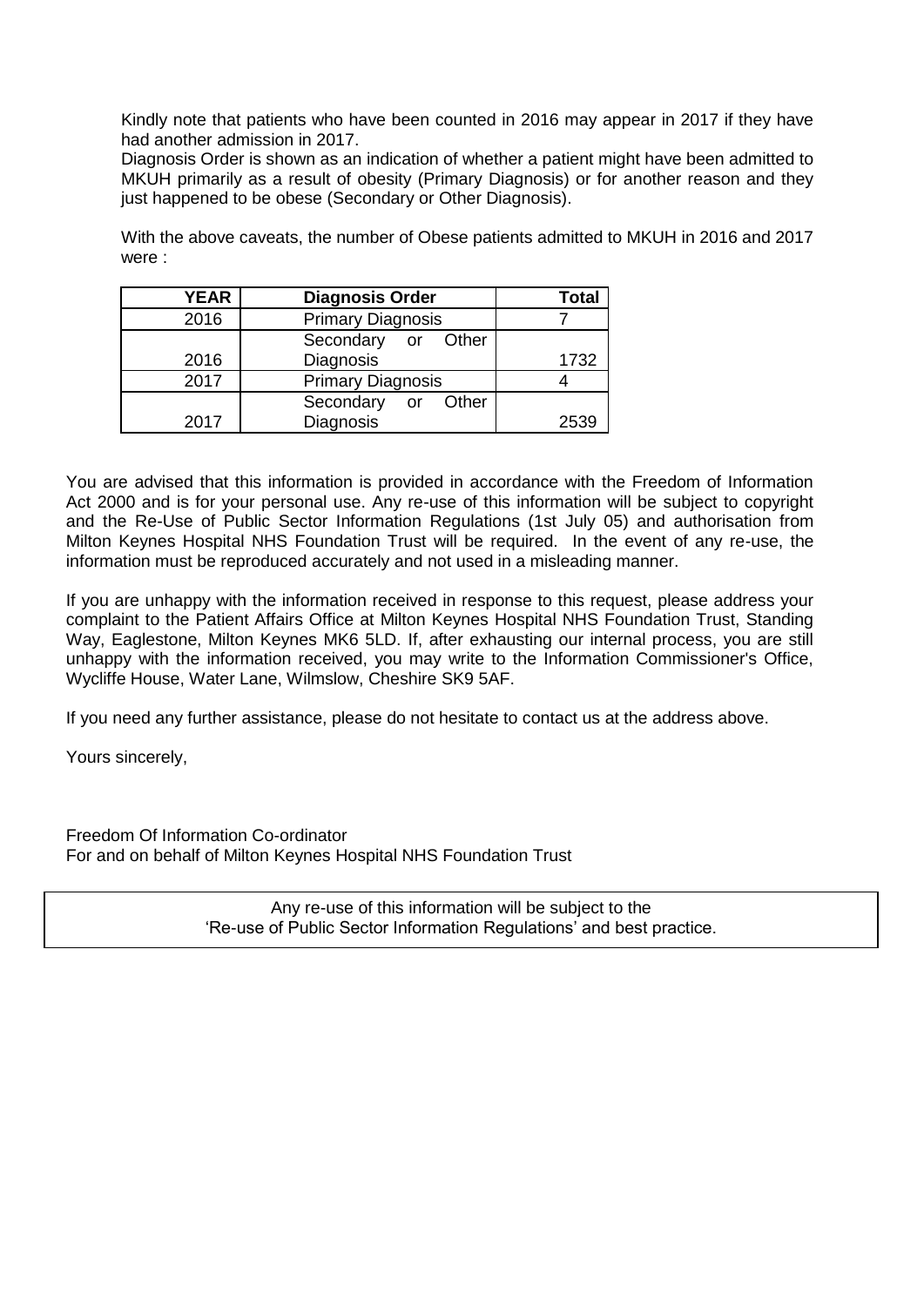Kindly note that patients who have been counted in 2016 may appear in 2017 if they have had another admission in 2017.
Diagnosis Order is shown as an indication of whether a patient might have been admitted to MKUH primarily as a result of obesity (Primary Diagnosis) or for another reason and they just happened to be obese (Secondary or Other Diagnosis).

With the above caveats, the number of Obese patients admitted to MKUH in 2016 and 2017 were :

| YEAR | Diagnosis Order | Total |
|---|---|---|
| 2016 | Primary Diagnosis | 7 |
| 2016 | Secondary or Other Diagnosis | 1732 |
| 2017 | Primary Diagnosis | 4 |
| 2017 | Secondary or Other Diagnosis | 2539 |

You are advised that this information is provided in accordance with the Freedom of Information Act 2000 and is for your personal use. Any re-use of this information will be subject to copyright and the Re-Use of Public Sector Information Regulations (1st July 05) and authorisation from Milton Keynes Hospital NHS Foundation Trust will be required. In the event of any re-use, the information must be reproduced accurately and not used in a misleading manner.

If you are unhappy with the information received in response to this request, please address your complaint to the Patient Affairs Office at Milton Keynes Hospital NHS Foundation Trust, Standing Way, Eaglestone, Milton Keynes MK6 5LD. If, after exhausting our internal process, you are still unhappy with the information received, you may write to the Information Commissioner's Office, Wycliffe House, Water Lane, Wilmslow, Cheshire SK9 5AF.

If you need any further assistance, please do not hesitate to contact us at the address above.

Yours sincerely,

Freedom Of Information Co-ordinator
For and on behalf of Milton Keynes Hospital NHS Foundation Trust

Any re-use of this information will be subject to the
'Re-use of Public Sector Information Regulations' and best practice.